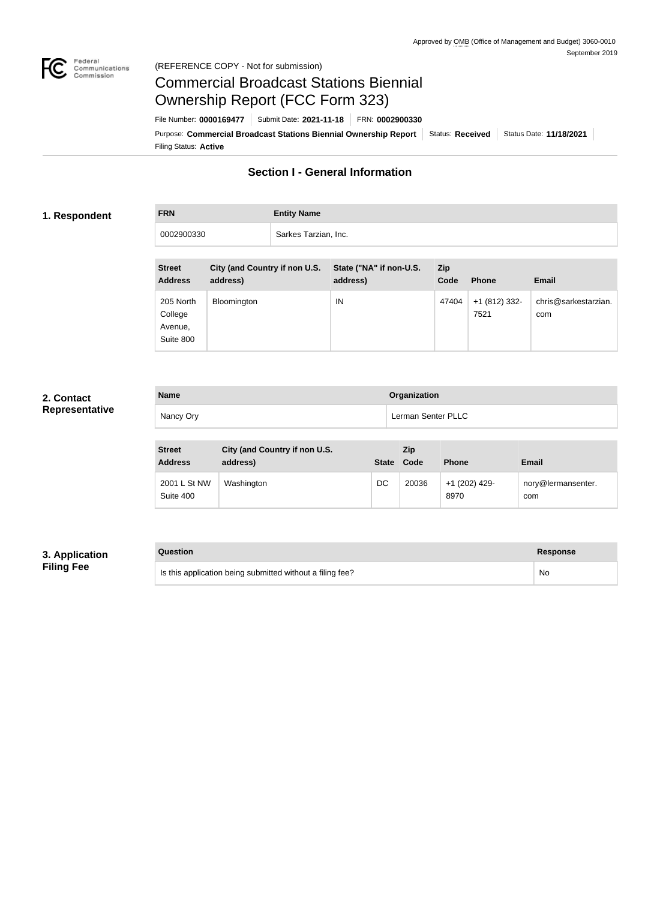Approved by OMB (Office of Management and Budget) 3060-0010
September 2019

(REFERENCE COPY - Not for submission)

# Commercial Broadcast Stations Biennial Ownership Report (FCC Form 323)

File Number: **0000169477** | Submit Date: **2021-11-18** | FRN: **0002900330**

Purpose: **Commercial Broadcast Stations Biennial Ownership Report** | Status: **Received** | Status Date: **11/18/2021**

Filing Status: **Active**

## Section I - General Information

### 1. Respondent

| FRN | Entity Name |
| --- | --- |
| 0002900330 | Sarkes Tarzian, Inc. |

| Street Address | City (and Country if non U.S. address) | State ("NA" if non-U.S. address) | Zip Code | Phone | Email |
| --- | --- | --- | --- | --- | --- |
| 205 North College Avenue, Suite 800 | Bloomington | IN | 47404 | +1 (812) 332-7521 | chris@sarkestarzian.com |

### 2. Contact Representative

| Name | Organization |
| --- | --- |
| Nancy Ory | Lerman Senter PLLC |

| Street Address | City (and Country if non U.S. address) | State | Zip Code | Phone | Email |
| --- | --- | --- | --- | --- | --- |
| 2001 L St NW Suite 400 | Washington | DC | 20036 | +1 (202) 429-8970 | nory@lermansenter.com |

### 3. Application Filing Fee

| Question | Response |
| --- | --- |
| Is this application being submitted without a filing fee? | No |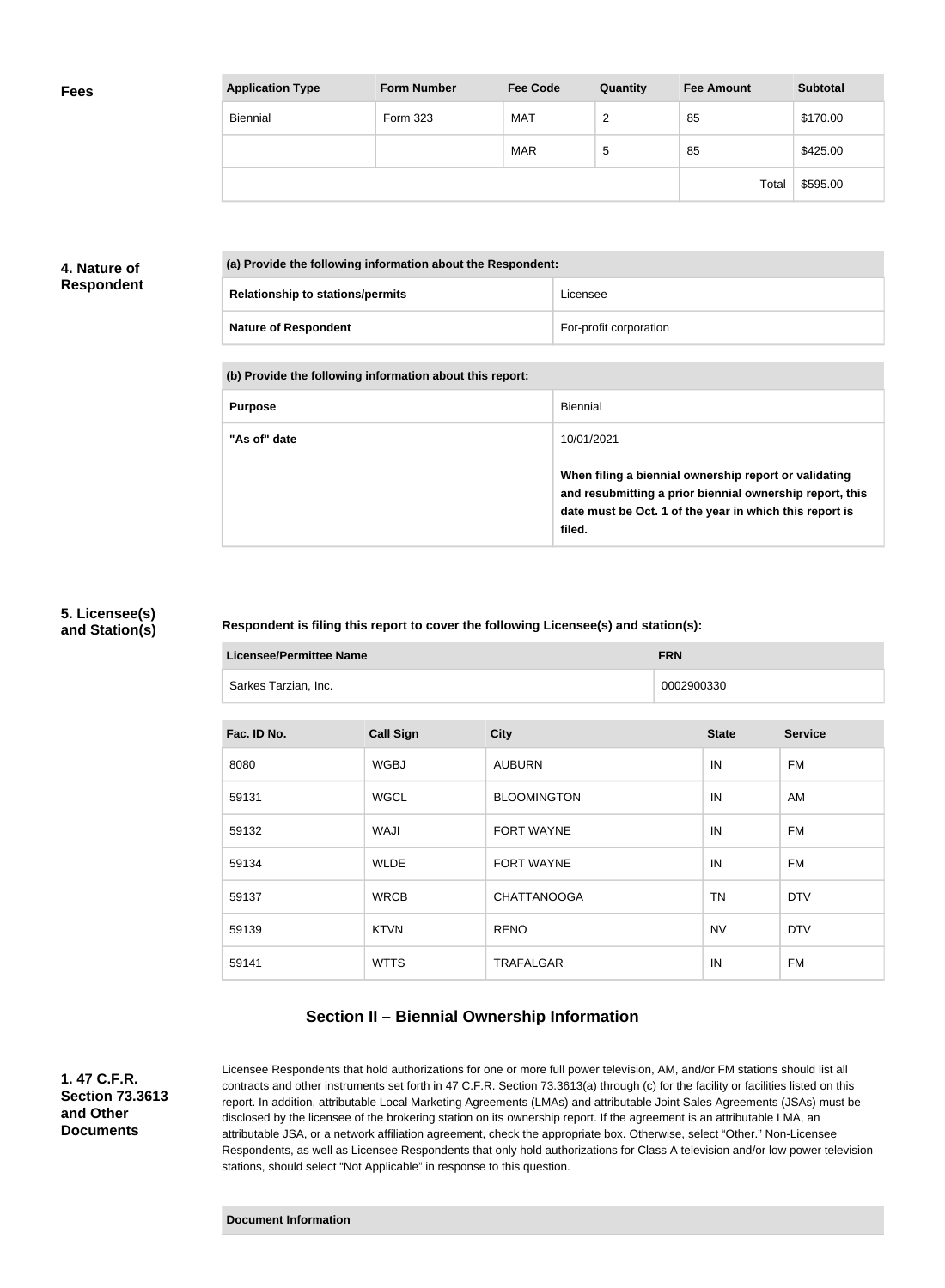**Fees**

| Application Type | Form Number | Fee Code | Quantity | Fee Amount | Subtotal |
|---|---|---|---|---|---|
| Biennial | Form 323 | MAT | 2 | 85 | $170.00 |
| | | MAR | 5 | 85 | $425.00 |
| | | | | Total | $595.00 |

**4. Nature of Respondent**

| (a) Provide the following information about the Respondent: | |
|---|---|
| **Relationship to stations/permits** | Licensee |
| **Nature of Respondent** | For-profit corporation |

| (b) Provide the following information about this report: | |
|---|---|
| **Purpose** | Biennial |
| **"As of" date** | 10/01/2021<br><br>**When filing a biennial ownership report or validating and resubmitting a prior biennial ownership report, this date must be Oct. 1 of the year in which this report is filed.** |

**5. Licensee(s) and Station(s)**

**Respondent is filing this report to cover the following Licensee(s) and station(s):**

| Licensee/Permittee Name | FRN |
|---|---|
| Sarkes Tarzian, Inc. | 0002900330 |

| Fac. ID No. | Call Sign | City | State | Service |
|---|---|---|---|---|
| 8080 | WGBJ | AUBURN | IN | FM |
| 59131 | WGCL | BLOOMINGTON | IN | AM |
| 59132 | WAJI | FORT WAYNE | IN | FM |
| 59134 | WLDE | FORT WAYNE | IN | FM |
| 59137 | WRCB | CHATTANOOGA | TN | DTV |
| 59139 | KTVN | RENO | NV | DTV |
| 59141 | WTTS | TRAFALGAR | IN | FM |

## Section II – Biennial Ownership Information

**1. 47 C.F.R. Section 73.3613 and Other Documents**

Licensee Respondents that hold authorizations for one or more full power television, AM, and/or FM stations should list all contracts and other instruments set forth in 47 C.F.R. Section 73.3613(a) through (c) for the facility or facilities listed on this report. In addition, attributable Local Marketing Agreements (LMAs) and attributable Joint Sales Agreements (JSAs) must be disclosed by the licensee of the brokering station on its ownership report. If the agreement is an attributable LMA, an attributable JSA, or a network affiliation agreement, check the appropriate box. Otherwise, select "Other." Non-Licensee Respondents, as well as Licensee Respondents that only hold authorizations for Class A television and/or low power television stations, should select "Not Applicable" in response to this question.

| Document Information |
|---|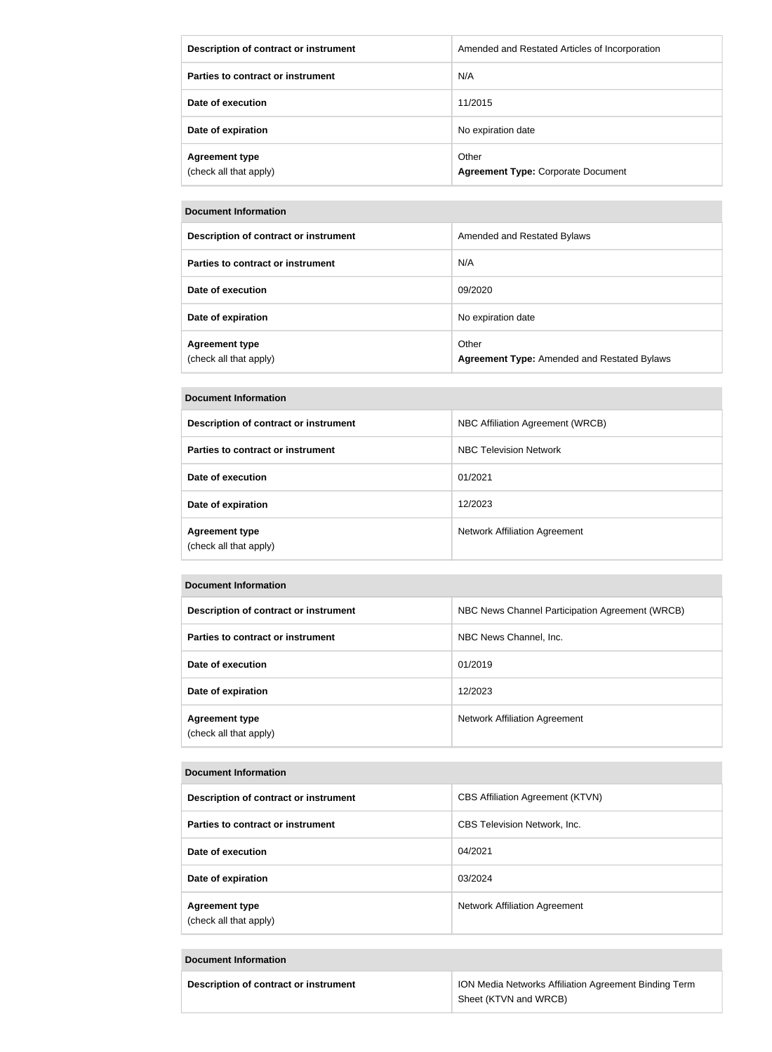| | |
|---|---|
| **Description of contract or instrument** | Amended and Restated Articles of Incorporation |
| **Parties to contract or instrument** | N/A |
| **Date of execution** | 11/2015 |
| **Date of expiration** | No expiration date |
| **Agreement type** (check all that apply) | Other **Agreement Type:** Corporate Document |

| **Document Information** | |
|---|---|
| **Description of contract or instrument** | Amended and Restated Bylaws |
| **Parties to contract or instrument** | N/A |
| **Date of execution** | 09/2020 |
| **Date of expiration** | No expiration date |
| **Agreement type** (check all that apply) | Other **Agreement Type:** Amended and Restated Bylaws |

| **Document Information** | |
|---|---|
| **Description of contract or instrument** | NBC Affiliation Agreement (WRCB) |
| **Parties to contract or instrument** | NBC Television Network |
| **Date of execution** | 01/2021 |
| **Date of expiration** | 12/2023 |
| **Agreement type** (check all that apply) | Network Affiliation Agreement |

| **Document Information** | |
|---|---|
| **Description of contract or instrument** | NBC News Channel Participation Agreement (WRCB) |
| **Parties to contract or instrument** | NBC News Channel, Inc. |
| **Date of execution** | 01/2019 |
| **Date of expiration** | 12/2023 |
| **Agreement type** (check all that apply) | Network Affiliation Agreement |

| **Document Information** | |
|---|---|
| **Description of contract or instrument** | CBS Affiliation Agreement (KTVN) |
| **Parties to contract or instrument** | CBS Television Network, Inc. |
| **Date of execution** | 04/2021 |
| **Date of expiration** | 03/2024 |
| **Agreement type** (check all that apply) | Network Affiliation Agreement |

| **Document Information** | |
|---|---|
| **Description of contract or instrument** | ION Media Networks Affiliation Agreement Binding Term Sheet (KTVN and WRCB) |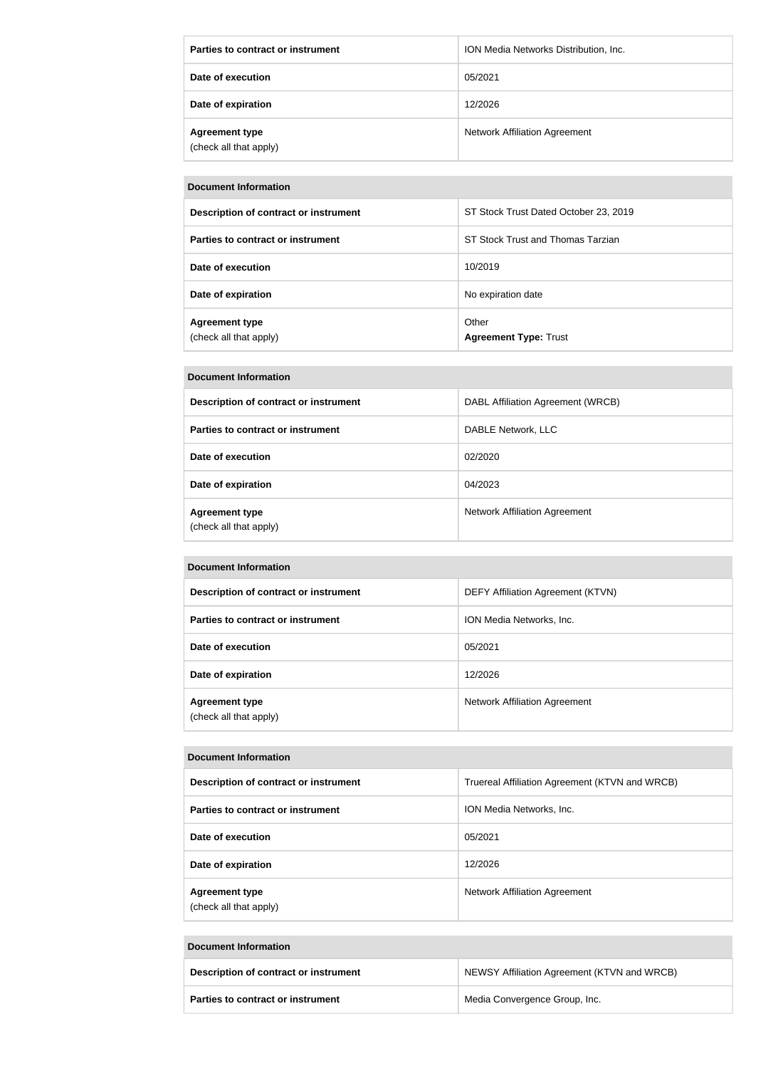| | |
|---|---|
| **Parties to contract or instrument** | ION Media Networks Distribution, Inc. |
| **Date of execution** | 05/2021 |
| **Date of expiration** | 12/2026 |
| **Agreement type** (check all that apply) | Network Affiliation Agreement |

| **Document Information** | |
|---|---|
| **Description of contract or instrument** | ST Stock Trust Dated October 23, 2019 |
| **Parties to contract or instrument** | ST Stock Trust and Thomas Tarzian |
| **Date of execution** | 10/2019 |
| **Date of expiration** | No expiration date |
| **Agreement type** (check all that apply) | Other **Agreement Type:** Trust |

| **Document Information** | |
|---|---|
| **Description of contract or instrument** | DABL Affiliation Agreement (WRCB) |
| **Parties to contract or instrument** | DABLE Network, LLC |
| **Date of execution** | 02/2020 |
| **Date of expiration** | 04/2023 |
| **Agreement type** (check all that apply) | Network Affiliation Agreement |

| **Document Information** | |
|---|---|
| **Description of contract or instrument** | DEFY Affiliation Agreement (KTVN) |
| **Parties to contract or instrument** | ION Media Networks, Inc. |
| **Date of execution** | 05/2021 |
| **Date of expiration** | 12/2026 |
| **Agreement type** (check all that apply) | Network Affiliation Agreement |

| **Document Information** | |
|---|---|
| **Description of contract or instrument** | Truereal Affiliation Agreement (KTVN and WRCB) |
| **Parties to contract or instrument** | ION Media Networks, Inc. |
| **Date of execution** | 05/2021 |
| **Date of expiration** | 12/2026 |
| **Agreement type** (check all that apply) | Network Affiliation Agreement |

| **Document Information** | |
|---|---|
| **Description of contract or instrument** | NEWSY Affiliation Agreement (KTVN and WRCB) |
| **Parties to contract or instrument** | Media Convergence Group, Inc. |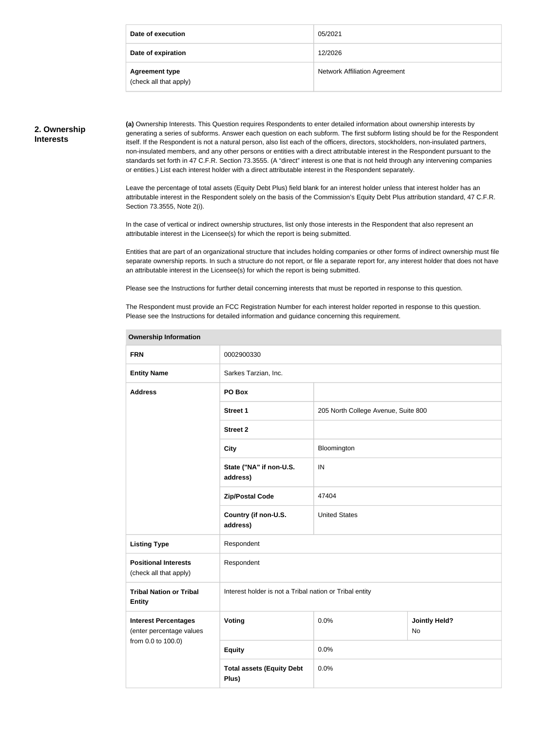| | |
|---|---|
| **Date of execution** | 05/2021 |
| **Date of expiration** | 12/2026 |
| **Agreement type** (check all that apply) | Network Affiliation Agreement |

## 2. Ownership Interests

**(a)** Ownership Interests. This Question requires Respondents to enter detailed information about ownership interests by generating a series of subforms. Answer each question on each subform. The first subform listing should be for the Respondent itself. If the Respondent is not a natural person, also list each of the officers, directors, stockholders, non-insulated partners, non-insulated members, and any other persons or entities with a direct attributable interest in the Respondent pursuant to the standards set forth in 47 C.F.R. Section 73.3555. (A "direct" interest is one that is not held through any intervening companies or entities.) List each interest holder with a direct attributable interest in the Respondent separately.

Leave the percentage of total assets (Equity Debt Plus) field blank for an interest holder unless that interest holder has an attributable interest in the Respondent solely on the basis of the Commission's Equity Debt Plus attribution standard, 47 C.F.R. Section 73.3555, Note 2(i).

In the case of vertical or indirect ownership structures, list only those interests in the Respondent that also represent an attributable interest in the Licensee(s) for which the report is being submitted.

Entities that are part of an organizational structure that includes holding companies or other forms of indirect ownership must file separate ownership reports. In such a structure do not report, or file a separate report for, any interest holder that does not have an attributable interest in the Licensee(s) for which the report is being submitted.

Please see the Instructions for further detail concerning interests that must be reported in response to this question.

The Respondent must provide an FCC Registration Number for each interest holder reported in response to this question. Please see the Instructions for detailed information and guidance concerning this requirement.

| **Ownership Information** | | | |
|---|---|---|---|
| **FRN** | 0002900330 | | |
| **Entity Name** | Sarkes Tarzian, Inc. | | |
| **Address** | **PO Box** | | |
| | **Street 1** | 205 North College Avenue, Suite 800 | |
| | **Street 2** | | |
| | **City** | Bloomington | |
| | **State ("NA" if non-U.S. address)** | IN | |
| | **Zip/Postal Code** | 47404 | |
| | **Country (if non-U.S. address)** | United States | |
| **Listing Type** | Respondent | | |
| **Positional Interests** (check all that apply) | Respondent | | |
| **Tribal Nation or Tribal Entity** | Interest holder is not a Tribal nation or Tribal entity | | |
| **Interest Percentages** (enter percentage values from 0.0 to 100.0) | **Voting** | 0.0% | **Jointly Held?** No |
| | **Equity** | 0.0% | |
| | **Total assets (Equity Debt Plus)** | 0.0% | |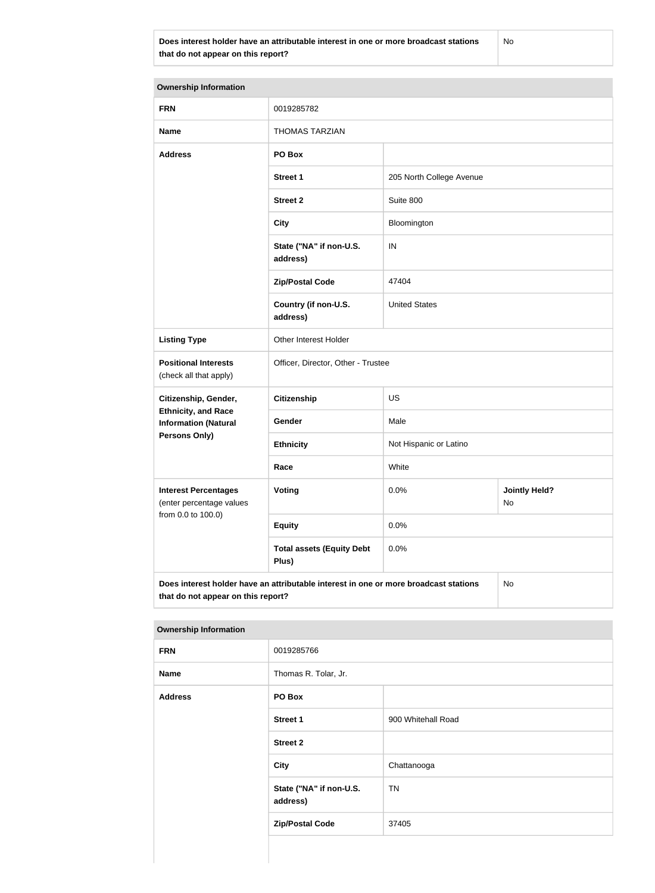| Does interest holder have an attributable interest in one or more broadcast stations that do not appear on this report? | No |
|---|---|

| Ownership Information | | | |
|---|---|---|---|
| **FRN** | 0019285782 | | |
| **Name** | THOMAS TARZIAN | | |
| **Address** | **PO Box** | | |
| | **Street 1** | 205 North College Avenue | |
| | **Street 2** | Suite 800 | |
| | **City** | Bloomington | |
| | **State ("NA" if non-U.S. address)** | IN | |
| | **Zip/Postal Code** | 47404 | |
| | **Country (if non-U.S. address)** | United States | |
| **Listing Type** | Other Interest Holder | | |
| **Positional Interests** (check all that apply) | Officer, Director, Other - Trustee | | |
| **Citizenship, Gender, Ethnicity, and Race Information (Natural Persons Only)** | **Citizenship** | US | |
| | **Gender** | Male | |
| | **Ethnicity** | Not Hispanic or Latino | |
| | **Race** | White | |
| **Interest Percentages** (enter percentage values from 0.0 to 100.0) | **Voting** | 0.0% | **Jointly Held?** No |
| | **Equity** | 0.0% | |
| | **Total assets (Equity Debt Plus)** | 0.0% | |
| **Does interest holder have an attributable interest in one or more broadcast stations that do not appear on this report?** | | | No |

| Ownership Information | | |
|---|---|---|
| **FRN** | 0019285766 | |
| **Name** | Thomas R. Tolar, Jr. | |
| **Address** | **PO Box** | |
| | **Street 1** | 900 Whitehall Road |
| | **Street 2** | |
| | **City** | Chattanooga |
| | **State ("NA" if non-U.S. address)** | TN |
| | **Zip/Postal Code** | 37405 |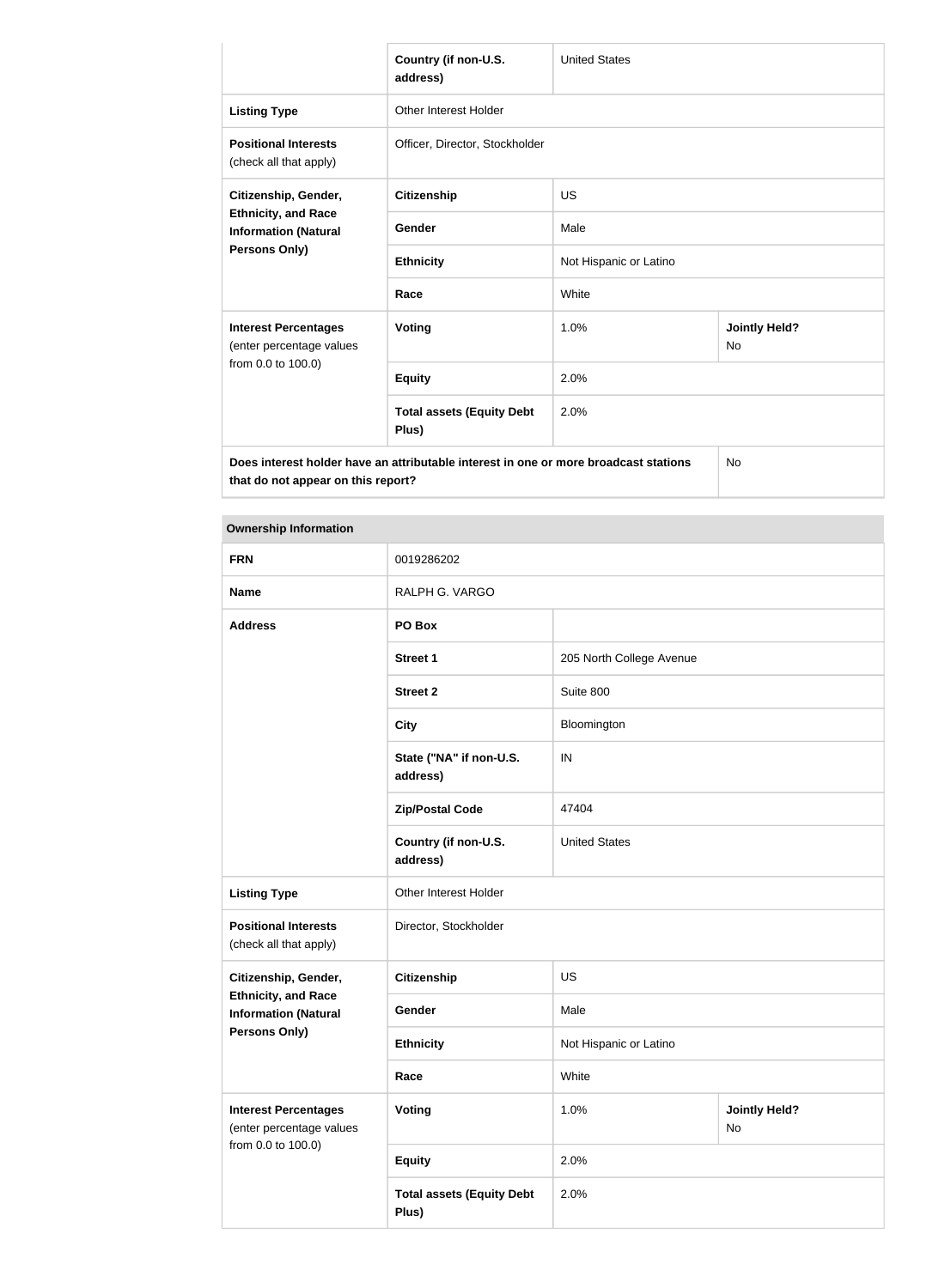| | | | |
|---|---|---|---|
| | Country (if non-U.S. address) | United States | |
| **Listing Type** | Other Interest Holder | | |
| **Positional Interests** (check all that apply) | Officer, Director, Stockholder | | |
| **Citizenship, Gender, Ethnicity, and Race Information (Natural Persons Only)** | **Citizenship** | US | |
| | **Gender** | Male | |
| | **Ethnicity** | Not Hispanic or Latino | |
| | **Race** | White | |
| **Interest Percentages** (enter percentage values from 0.0 to 100.0) | **Voting** | 1.0% | **Jointly Held?** No |
| | **Equity** | 2.0% | |
| | **Total assets (Equity Debt Plus)** | 2.0% | |
| **Does interest holder have an attributable interest in one or more broadcast stations that do not appear on this report?** | | | No |

**Ownership Information**

| | | | |
|---|---|---|---|
| **FRN** | 0019286202 | | |
| **Name** | RALPH G. VARGO | | |
| **Address** | **PO Box** | | |
| | **Street 1** | 205 North College Avenue | |
| | **Street 2** | Suite 800 | |
| | **City** | Bloomington | |
| | **State ("NA" if non-U.S. address)** | IN | |
| | **Zip/Postal Code** | 47404 | |
| | **Country (if non-U.S. address)** | United States | |
| **Listing Type** | Other Interest Holder | | |
| **Positional Interests** (check all that apply) | Director, Stockholder | | |
| **Citizenship, Gender, Ethnicity, and Race Information (Natural Persons Only)** | **Citizenship** | US | |
| | **Gender** | Male | |
| | **Ethnicity** | Not Hispanic or Latino | |
| | **Race** | White | |
| **Interest Percentages** (enter percentage values from 0.0 to 100.0) | **Voting** | 1.0% | **Jointly Held?** No |
| | **Equity** | 2.0% | |
| | **Total assets (Equity Debt Plus)** | 2.0% | |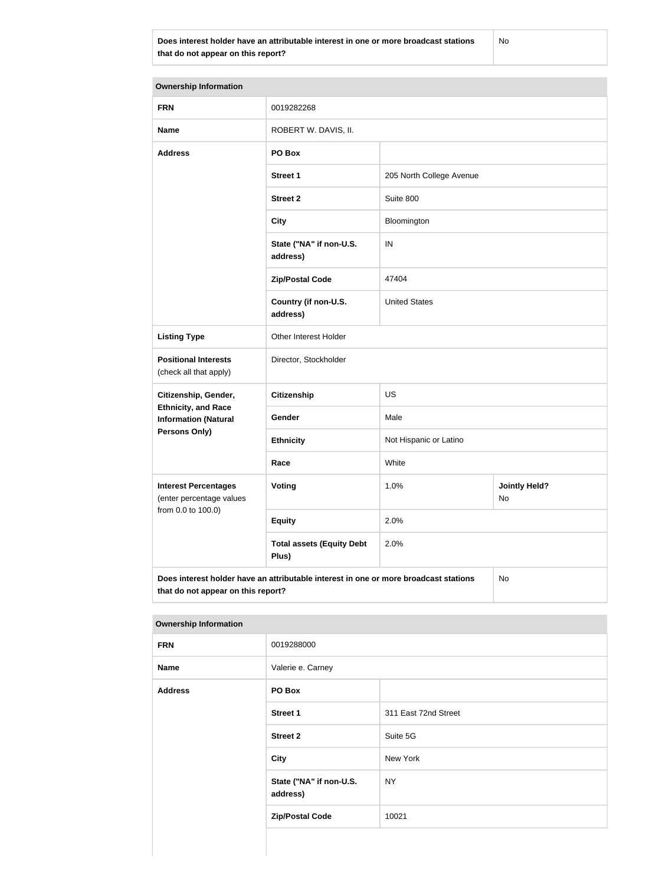| Does interest holder have an attributable interest in one or more broadcast stations that do not appear on this report? | No |
| --- | --- |

| Ownership Information | | | |
| --- | --- | --- | --- |
| **FRN** | 0019282268 | | |
| **Name** | ROBERT W. DAVIS, II. | | |
| **Address** | **PO Box** | | |
| | **Street 1** | 205 North College Avenue | |
| | **Street 2** | Suite 800 | |
| | **City** | Bloomington | |
| | **State ("NA" if non-U.S. address)** | IN | |
| | **Zip/Postal Code** | 47404 | |
| | **Country (if non-U.S. address)** | United States | |
| **Listing Type** | Other Interest Holder | | |
| **Positional Interests** (check all that apply) | Director, Stockholder | | |
| **Citizenship, Gender, Ethnicity, and Race Information (Natural Persons Only)** | **Citizenship** | US | |
| | **Gender** | Male | |
| | **Ethnicity** | Not Hispanic or Latino | |
| | **Race** | White | |
| **Interest Percentages** (enter percentage values from 0.0 to 100.0) | **Voting** | 1.0% | **Jointly Held?** No |
| | **Equity** | 2.0% | |
| | **Total assets (Equity Debt Plus)** | 2.0% | |
| **Does interest holder have an attributable interest in one or more broadcast stations that do not appear on this report?** | | | No |

| Ownership Information | | |
| --- | --- | --- |
| **FRN** | 0019288000 | |
| **Name** | Valerie e. Carney | |
| **Address** | **PO Box** | |
| | **Street 1** | 311 East 72nd Street |
| | **Street 2** | Suite 5G |
| | **City** | New York |
| | **State ("NA" if non-U.S. address)** | NY |
| | **Zip/Postal Code** | 10021 |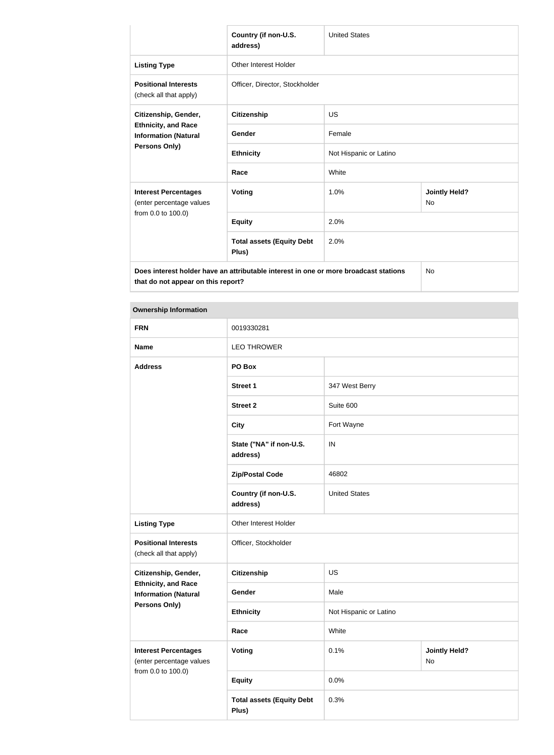| | | | |
|---|---|---|---|
| | Country (if non-U.S. address) | United States | |
| Listing Type | Other Interest Holder | | |
| Positional Interests (check all that apply) | Officer, Director, Stockholder | | |
| Citizenship, Gender, Ethnicity, and Race Information (Natural Persons Only) | Citizenship | US | |
| | Gender | Female | |
| | Ethnicity | Not Hispanic or Latino | |
| | Race | White | |
| Interest Percentages (enter percentage values from 0.0 to 100.0) | Voting | 1.0% | Jointly Held? No |
| | Equity | 2.0% | |
| | Total assets (Equity Debt Plus) | 2.0% | |
| Does interest holder have an attributable interest in one or more broadcast stations that do not appear on this report? | | | No |

| Ownership Information | | | |
|---|---|---|---|
| FRN | 0019330281 | | |
| Name | LEO THROWER | | |
| Address | PO Box | | |
| | Street 1 | 347 West Berry | |
| | Street 2 | Suite 600 | |
| | City | Fort Wayne | |
| | State ("NA" if non-U.S. address) | IN | |
| | Zip/Postal Code | 46802 | |
| | Country (if non-U.S. address) | United States | |
| Listing Type | Other Interest Holder | | |
| Positional Interests (check all that apply) | Officer, Stockholder | | |
| Citizenship, Gender, Ethnicity, and Race Information (Natural Persons Only) | Citizenship | US | |
| | Gender | Male | |
| | Ethnicity | Not Hispanic or Latino | |
| | Race | White | |
| Interest Percentages (enter percentage values from 0.0 to 100.0) | Voting | 0.1% | Jointly Held? No |
| | Equity | 0.0% | |
| | Total assets (Equity Debt Plus) | 0.3% | |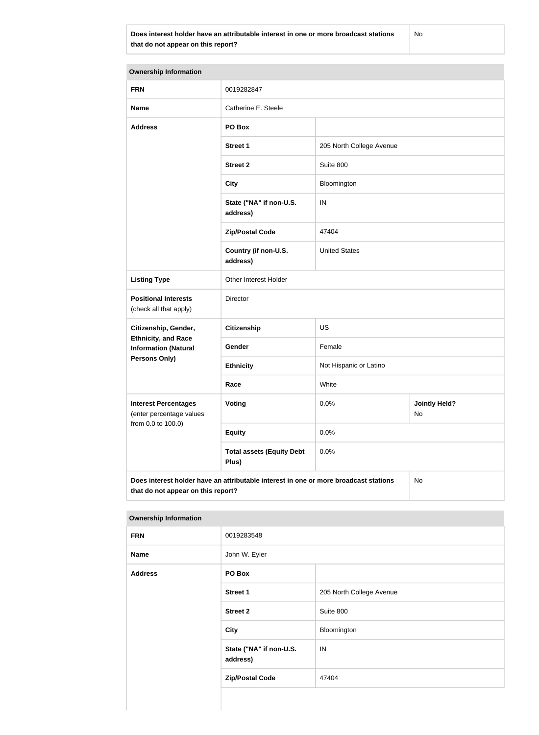| Does interest holder have an attributable interest in one or more broadcast stations that do not appear on this report? | No |
|---|---|

| Ownership Information | | | |
|---|---|---|---|
| **FRN** | 0019282847 | | |
| **Name** | Catherine E. Steele | | |
| **Address** | **PO Box** | | |
| | **Street 1** | 205 North College Avenue | |
| | **Street 2** | Suite 800 | |
| | **City** | Bloomington | |
| | **State ("NA" if non-U.S. address)** | IN | |
| | **Zip/Postal Code** | 47404 | |
| | **Country (if non-U.S. address)** | United States | |
| **Listing Type** | Other Interest Holder | | |
| **Positional Interests** (check all that apply) | Director | | |
| **Citizenship, Gender, Ethnicity, and Race Information (Natural Persons Only)** | **Citizenship** | US | |
| | **Gender** | Female | |
| | **Ethnicity** | Not Hispanic or Latino | |
| | **Race** | White | |
| **Interest Percentages** (enter percentage values from 0.0 to 100.0) | **Voting** | 0.0% | **Jointly Held?** No |
| | **Equity** | 0.0% | |
| | **Total assets (Equity Debt Plus)** | 0.0% | |
| **Does interest holder have an attributable interest in one or more broadcast stations that do not appear on this report?** | | | No |

| Ownership Information | | |
|---|---|---|
| **FRN** | 0019283548 | |
| **Name** | John W. Eyler | |
| **Address** | **PO Box** | |
| | **Street 1** | 205 North College Avenue |
| | **Street 2** | Suite 800 |
| | **City** | Bloomington |
| | **State ("NA" if non-U.S. address)** | IN |
| | **Zip/Postal Code** | 47404 |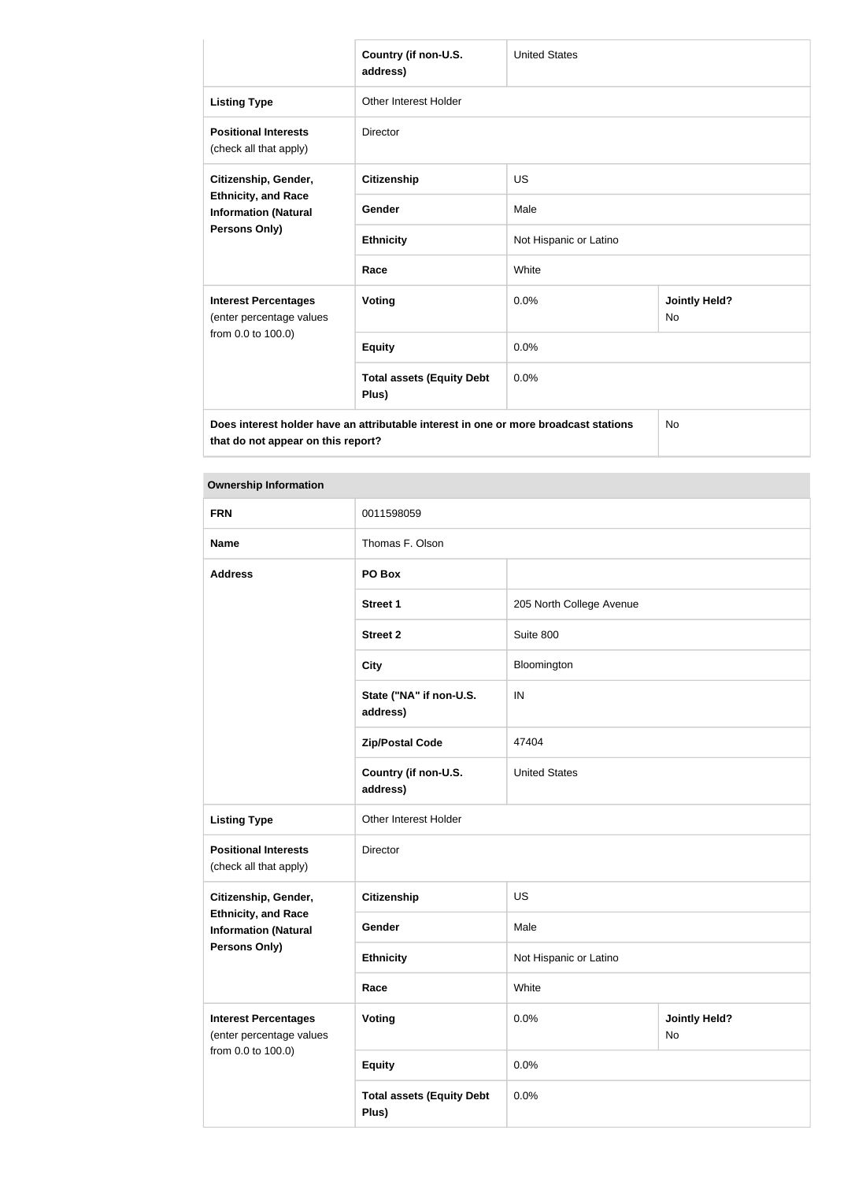| | Country (if non-U.S. address) | United States | |
|---|---|---|---|
| **Listing Type** | Other Interest Holder | | |
| **Positional Interests** (check all that apply) | Director | | |
| **Citizenship, Gender, Ethnicity, and Race Information (Natural Persons Only)** | **Citizenship** | US | |
| | **Gender** | Male | |
| | **Ethnicity** | Not Hispanic or Latino | |
| | **Race** | White | |
| **Interest Percentages** (enter percentage values from 0.0 to 100.0) | **Voting** | 0.0% | **Jointly Held?** No |
| | **Equity** | 0.0% | |
| | **Total assets (Equity Debt Plus)** | 0.0% | |
| **Does interest holder have an attributable interest in one or more broadcast stations that do not appear on this report?** | | | No |

| **Ownership Information** | | | |
|---|---|---|---|
| **FRN** | 0011598059 | | |
| **Name** | Thomas F. Olson | | |
| **Address** | **PO Box** | | |
| | **Street 1** | 205 North College Avenue | |
| | **Street 2** | Suite 800 | |
| | **City** | Bloomington | |
| | **State ("NA" if non-U.S. address)** | IN | |
| | **Zip/Postal Code** | 47404 | |
| | **Country (if non-U.S. address)** | United States | |
| **Listing Type** | Other Interest Holder | | |
| **Positional Interests** (check all that apply) | Director | | |
| **Citizenship, Gender, Ethnicity, and Race Information (Natural Persons Only)** | **Citizenship** | US | |
| | **Gender** | Male | |
| | **Ethnicity** | Not Hispanic or Latino | |
| | **Race** | White | |
| **Interest Percentages** (enter percentage values from 0.0 to 100.0) | **Voting** | 0.0% | **Jointly Held?** No |
| | **Equity** | 0.0% | |
| | **Total assets (Equity Debt Plus)** | 0.0% | |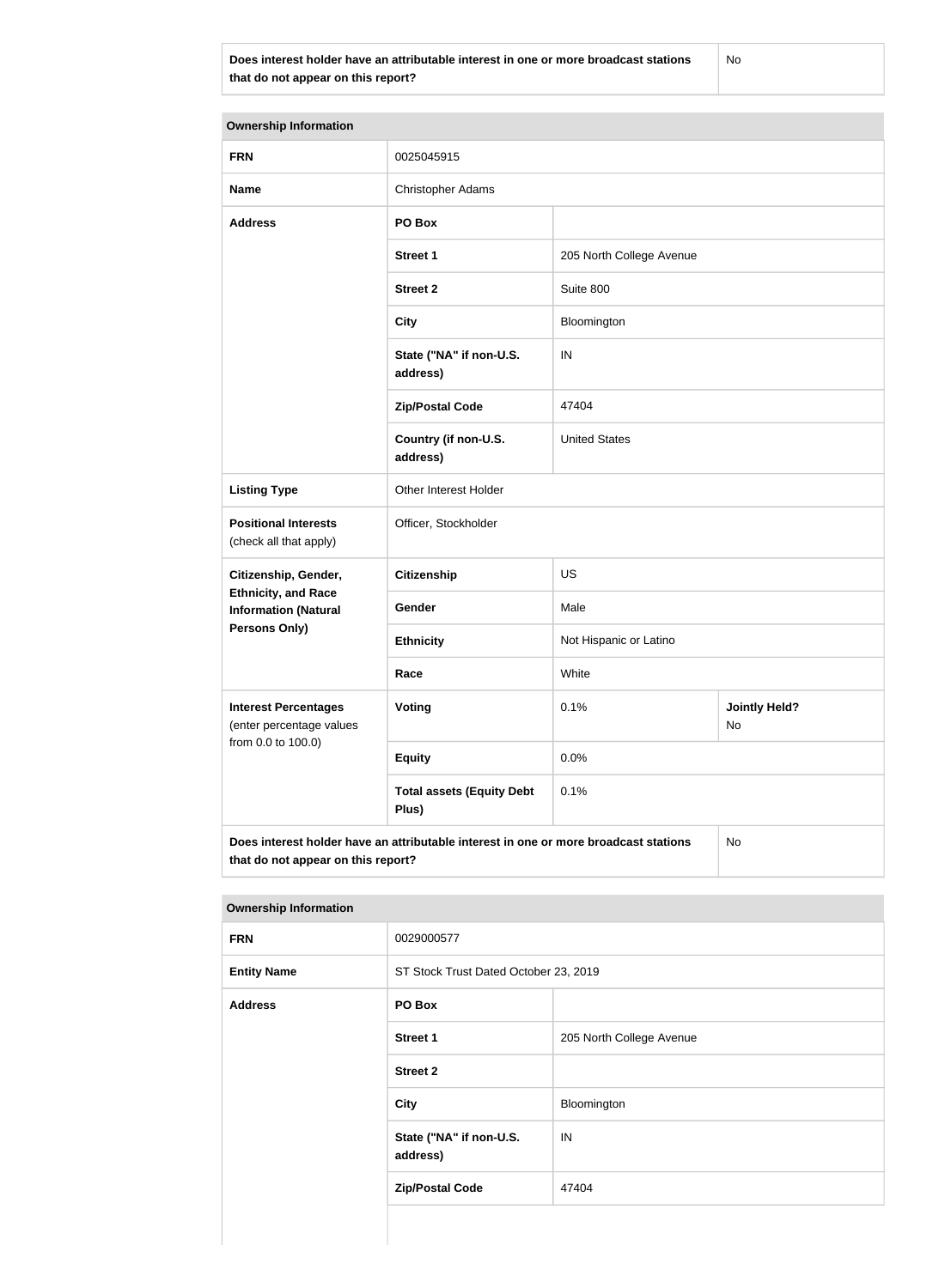| Does interest holder have an attributable interest in one or more broadcast stations that do not appear on this report? | No |
|---|---|

| Ownership Information | | | |
|---|---|---|---|
| **FRN** | 0025045915 | | |
| **Name** | Christopher Adams | | |
| **Address** | **PO Box** | | |
| | **Street 1** | 205 North College Avenue | |
| | **Street 2** | Suite 800 | |
| | **City** | Bloomington | |
| | **State ("NA" if non-U.S. address)** | IN | |
| | **Zip/Postal Code** | 47404 | |
| | **Country (if non-U.S. address)** | United States | |
| **Listing Type** | Other Interest Holder | | |
| **Positional Interests** (check all that apply) | Officer, Stockholder | | |
| **Citizenship, Gender, Ethnicity, and Race Information (Natural Persons Only)** | **Citizenship** | US | |
| | **Gender** | Male | |
| | **Ethnicity** | Not Hispanic or Latino | |
| | **Race** | White | |
| **Interest Percentages** (enter percentage values from 0.0 to 100.0) | **Voting** | 0.1% | **Jointly Held?** No |
| | **Equity** | 0.0% | |
| | **Total assets (Equity Debt Plus)** | 0.1% | |
| **Does interest holder have an attributable interest in one or more broadcast stations that do not appear on this report?** | | | No |

| Ownership Information | | |
|---|---|---|
| **FRN** | 0029000577 | |
| **Entity Name** | ST Stock Trust Dated October 23, 2019 | |
| **Address** | **PO Box** | |
| | **Street 1** | 205 North College Avenue |
| | **Street 2** | |
| | **City** | Bloomington |
| | **State ("NA" if non-U.S. address)** | IN |
| | **Zip/Postal Code** | 47404 |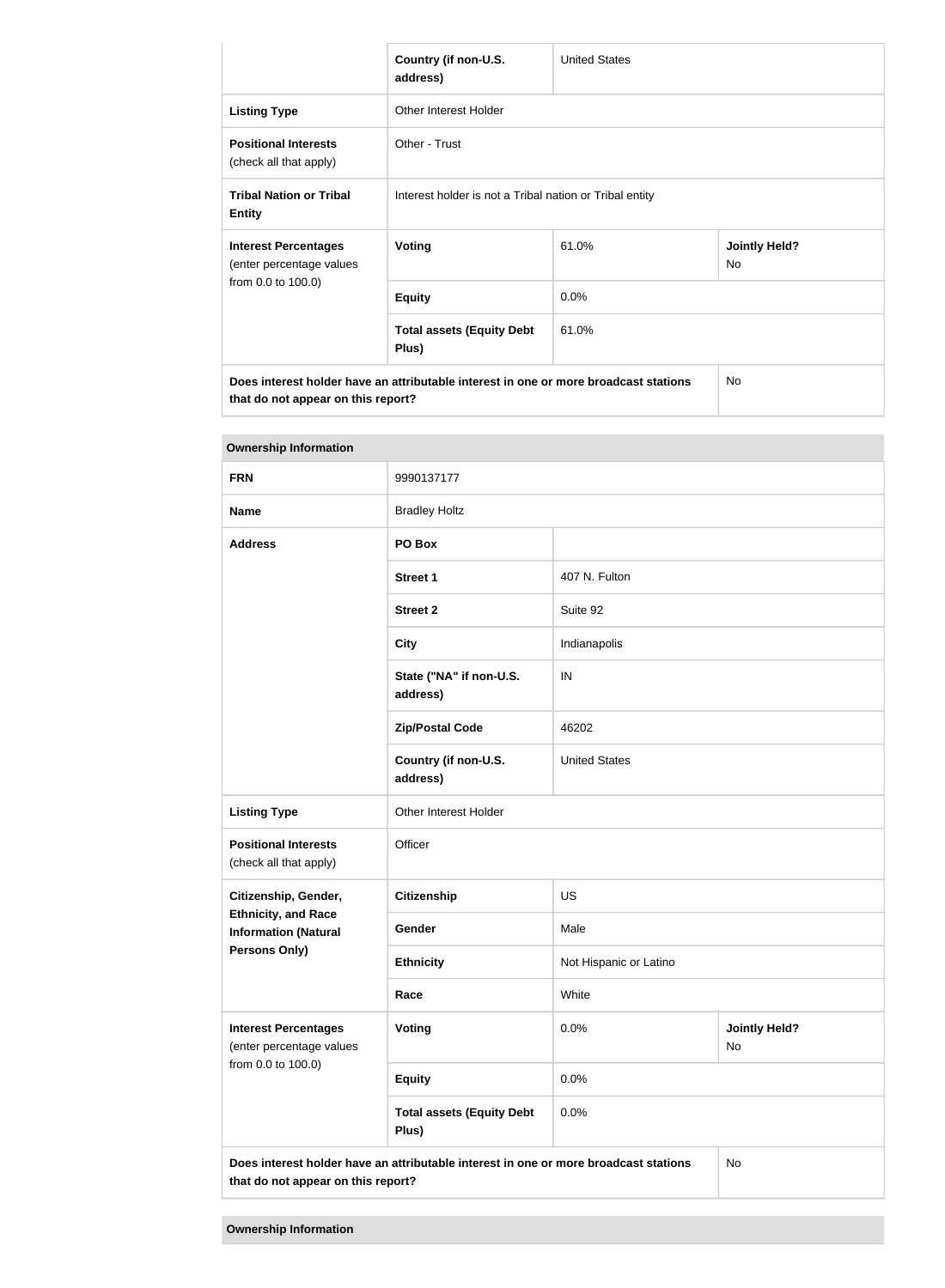| | Country (if non-U.S. address) | United States | |
|---|---|---|---|
| **Listing Type** | Other Interest Holder | | |
| **Positional Interests** (check all that apply) | Other - Trust | | |
| **Tribal Nation or Tribal Entity** | Interest holder is not a Tribal nation or Tribal entity | | |
| **Interest Percentages** (enter percentage values from 0.0 to 100.0) | **Voting** | 61.0% | **Jointly Held?** No |
| | **Equity** | 0.0% | |
| | **Total assets (Equity Debt Plus)** | 61.0% | |
| **Does interest holder have an attributable interest in one or more broadcast stations that do not appear on this report?** | | | No |

**Ownership Information**

| | | | |
|---|---|---|---|
| **FRN** | 9990137177 | | |
| **Name** | Bradley Holtz | | |
| **Address** | **PO Box** | | |
| | **Street 1** | 407 N. Fulton | |
| | **Street 2** | Suite 92 | |
| | **City** | Indianapolis | |
| | **State ("NA" if non-U.S. address)** | IN | |
| | **Zip/Postal Code** | 46202 | |
| | **Country (if non-U.S. address)** | United States | |
| **Listing Type** | Other Interest Holder | | |
| **Positional Interests** (check all that apply) | Officer | | |
| **Citizenship, Gender, Ethnicity, and Race Information (Natural Persons Only)** | **Citizenship** | US | |
| | **Gender** | Male | |
| | **Ethnicity** | Not Hispanic or Latino | |
| | **Race** | White | |
| **Interest Percentages** (enter percentage values from 0.0 to 100.0) | **Voting** | 0.0% | **Jointly Held?** No |
| | **Equity** | 0.0% | |
| | **Total assets (Equity Debt Plus)** | 0.0% | |
| **Does interest holder have an attributable interest in one or more broadcast stations that do not appear on this report?** | | | No |

**Ownership Information**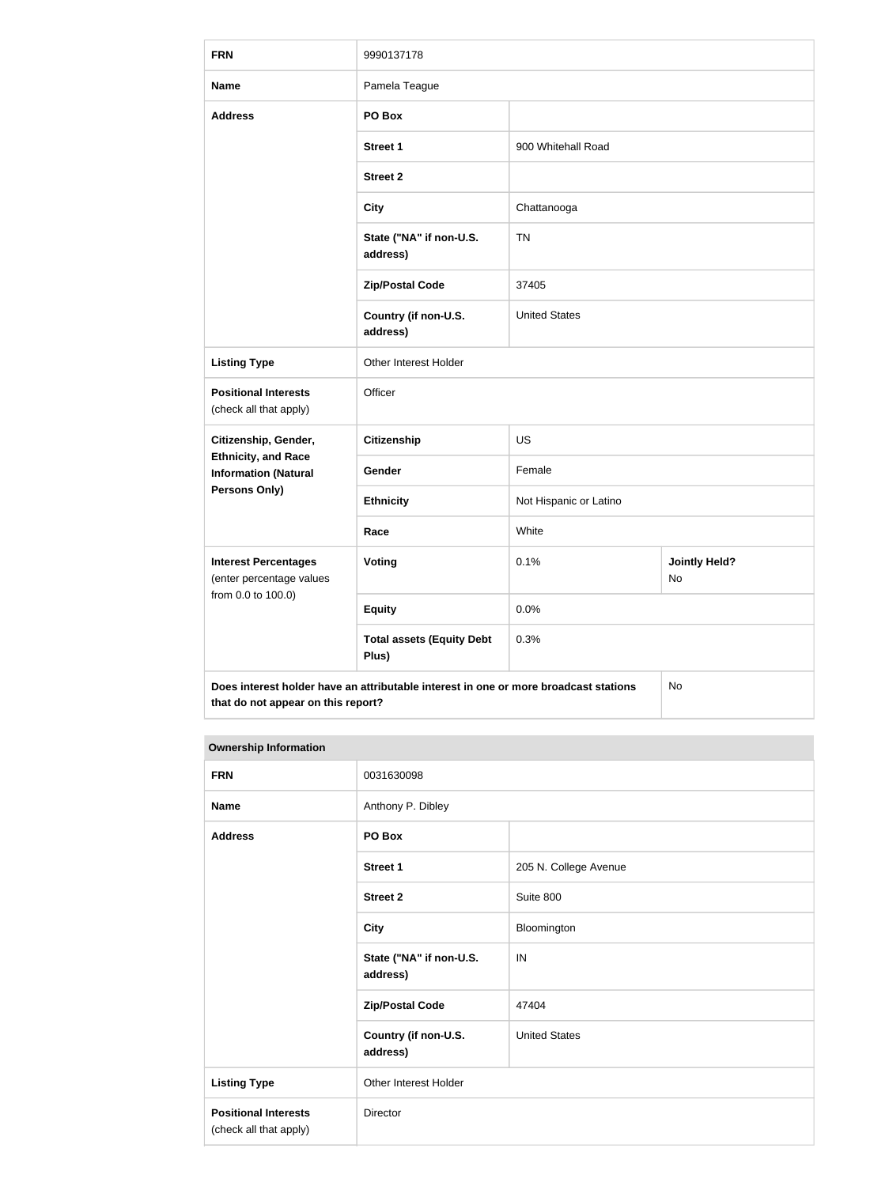| FRN | 9990137178 | |
|---|---|---|
| **Name** | Pamela Teague | |
| **Address** | **PO Box** | |
| | **Street 1** | 900 Whitehall Road |
| | **Street 2** | |
| | **City** | Chattanooga |
| | **State ("NA" if non-U.S. address)** | TN |
| | **Zip/Postal Code** | 37405 |
| | **Country (if non-U.S. address)** | United States |
| **Listing Type** | Other Interest Holder | |
| **Positional Interests** (check all that apply) | Officer | |
| **Citizenship, Gender, Ethnicity, and Race Information (Natural Persons Only)** | **Citizenship** | US |
| | **Gender** | Female |
| | **Ethnicity** | Not Hispanic or Latino |
| | **Race** | White |
| **Interest Percentages** (enter percentage values from 0.0 to 100.0) | **Voting** | 0.1% — **Jointly Held?** No |
| | **Equity** | 0.0% |
| | **Total assets (Equity Debt Plus)** | 0.3% |
| **Does interest holder have an attributable interest in one or more broadcast stations that do not appear on this report?** | | No |

**Ownership Information**

| FRN | 0031630098 | |
|---|---|---|
| **Name** | Anthony P. Dibley | |
| **Address** | **PO Box** | |
| | **Street 1** | 205 N. College Avenue |
| | **Street 2** | Suite 800 |
| | **City** | Bloomington |
| | **State ("NA" if non-U.S. address)** | IN |
| | **Zip/Postal Code** | 47404 |
| | **Country (if non-U.S. address)** | United States |
| **Listing Type** | Other Interest Holder | |
| **Positional Interests** (check all that apply) | Director | |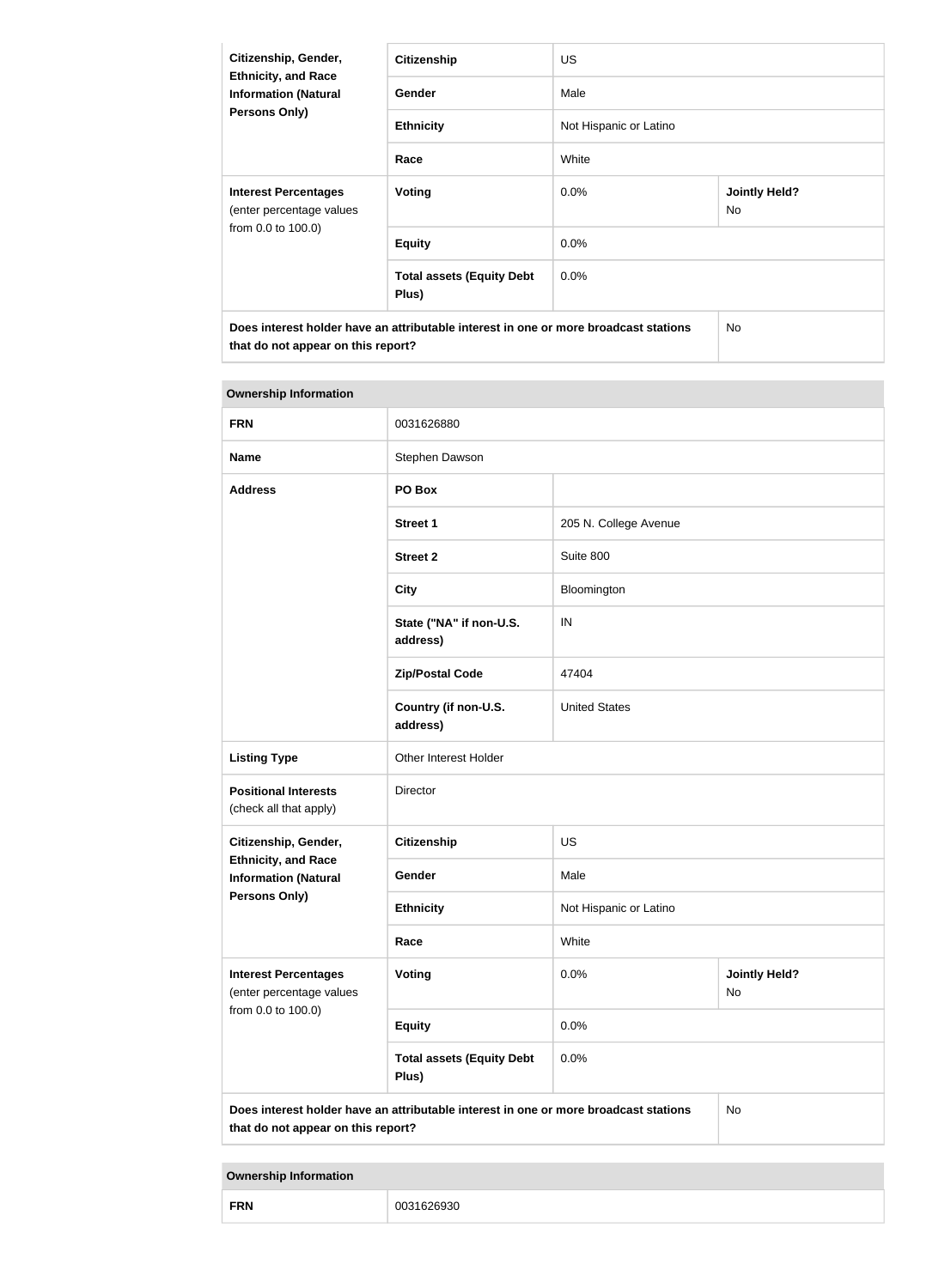| Citizenship, Gender, Ethnicity, and Race Information (Natural Persons Only) | Citizenship | US | |
|---|---|---|---|
| | Gender | Male | |
| | Ethnicity | Not Hispanic or Latino | |
| | Race | White | |
| **Interest Percentages** (enter percentage values from 0.0 to 100.0) | Voting | 0.0% | Jointly Held? No |
| | Equity | 0.0% | |
| | Total assets (Equity Debt Plus) | 0.0% | |
| **Does interest holder have an attributable interest in one or more broadcast stations that do not appear on this report?** | | | No |

| Ownership Information | | | |
|---|---|---|---|
| **FRN** | 0031626880 | | |
| **Name** | Stephen Dawson | | |
| **Address** | PO Box | | |
| | Street 1 | 205 N. College Avenue | |
| | Street 2 | Suite 800 | |
| | City | Bloomington | |
| | State ("NA" if non-U.S. address) | IN | |
| | Zip/Postal Code | 47404 | |
| | Country (if non-U.S. address) | United States | |
| **Listing Type** | Other Interest Holder | | |
| **Positional Interests** (check all that apply) | Director | | |
| **Citizenship, Gender, Ethnicity, and Race Information (Natural Persons Only)** | Citizenship | US | |
| | Gender | Male | |
| | Ethnicity | Not Hispanic or Latino | |
| | Race | White | |
| **Interest Percentages** (enter percentage values from 0.0 to 100.0) | Voting | 0.0% | Jointly Held? No |
| | Equity | 0.0% | |
| | Total assets (Equity Debt Plus) | 0.0% | |
| **Does interest holder have an attributable interest in one or more broadcast stations that do not appear on this report?** | | | No |

| Ownership Information | |
|---|---|
| **FRN** | 0031626930 |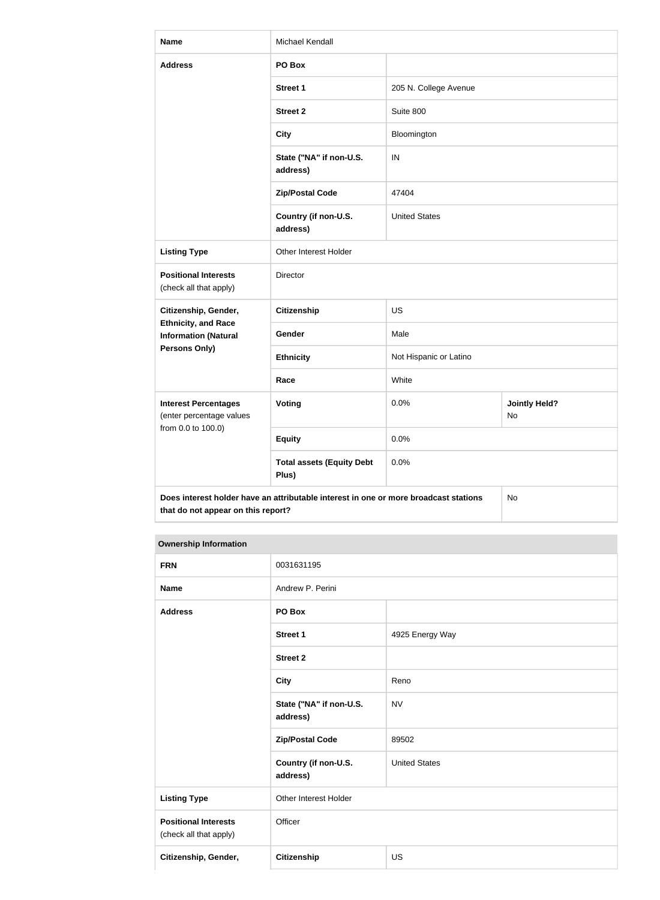| | | | |
|---|---|---|---|
| **Name** | Michael Kendall | | |
| **Address** | **PO Box** | | |
| | **Street 1** | 205 N. College Avenue | |
| | **Street 2** | Suite 800 | |
| | **City** | Bloomington | |
| | **State ("NA" if non-U.S. address)** | IN | |
| | **Zip/Postal Code** | 47404 | |
| | **Country (if non-U.S. address)** | United States | |
| **Listing Type** | Other Interest Holder | | |
| **Positional Interests** (check all that apply) | Director | | |
| **Citizenship, Gender, Ethnicity, and Race Information (Natural Persons Only)** | **Citizenship** | US | |
| | **Gender** | Male | |
| | **Ethnicity** | Not Hispanic or Latino | |
| | **Race** | White | |
| **Interest Percentages** (enter percentage values from 0.0 to 100.0) | **Voting** | 0.0% | **Jointly Held?** No |
| | **Equity** | 0.0% | |
| | **Total assets (Equity Debt Plus)** | 0.0% | |
| **Does interest holder have an attributable interest in one or more broadcast stations that do not appear on this report?** | | | No |

**Ownership Information**

| | | |
|---|---|---|
| **FRN** | 0031631195 | |
| **Name** | Andrew P. Perini | |
| **Address** | **PO Box** | |
| | **Street 1** | 4925 Energy Way |
| | **Street 2** | |
| | **City** | Reno |
| | **State ("NA" if non-U.S. address)** | NV |
| | **Zip/Postal Code** | 89502 |
| | **Country (if non-U.S. address)** | United States |
| **Listing Type** | Other Interest Holder | |
| **Positional Interests** (check all that apply) | Officer | |
| **Citizenship, Gender,** | **Citizenship** | US |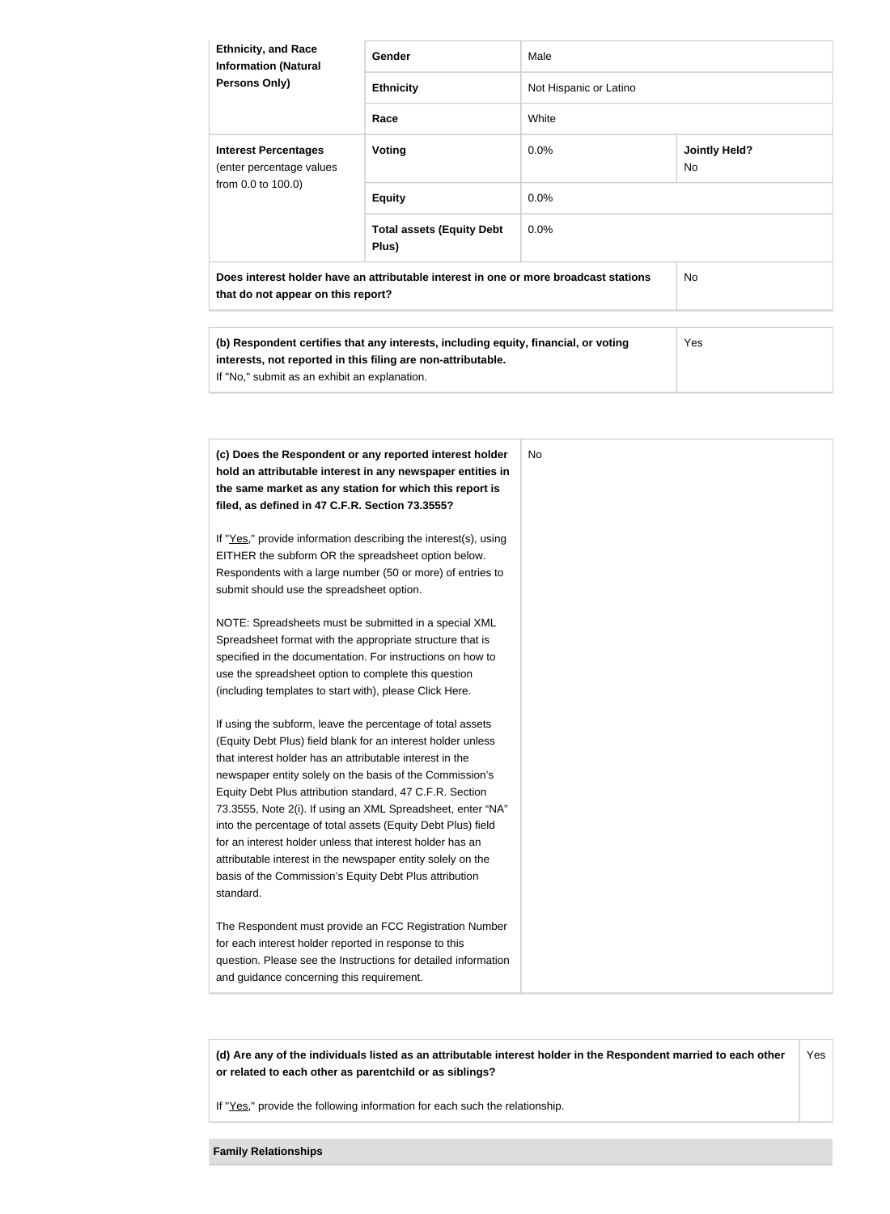| Ethnicity, and Race Information (Natural Persons Only) | Gender | Male | |
|---|---|---|---|
| | Ethnicity | Not Hispanic or Latino | |
| | Race | White | |
| Interest Percentages (enter percentage values from 0.0 to 100.0) | Voting | 0.0% | Jointly Held? No |
| | Equity | 0.0% | |
| | Total assets (Equity Debt Plus) | 0.0% | |
| Does interest holder have an attributable interest in one or more broadcast stations that do not appear on this report? | | | No |

| (b) Respondent certifies that any interests, including equity, financial, or voting interests, not reported in this filing are non-attributable. If "No," submit as an exhibit an explanation. | Yes |
|---|---|

| (c) Does the Respondent or any reported interest holder hold an attributable interest in any newspaper entities in the same market as any station for which this report is filed, as defined in 47 C.F.R. Section 73.3555? If "Yes," provide information describing the interest(s), using EITHER the subform OR the spreadsheet option below. Respondents with a large number (50 or more) of entries to submit should use the spreadsheet option. NOTE: Spreadsheets must be submitted in a special XML Spreadsheet format with the appropriate structure that is specified in the documentation. For instructions on how to use the spreadsheet option to complete this question (including templates to start with), please Click Here. If using the subform, leave the percentage of total assets (Equity Debt Plus) field blank for an interest holder unless that interest holder has an attributable interest in the newspaper entity solely on the basis of the Commission's Equity Debt Plus attribution standard, 47 C.F.R. Section 73.3555, Note 2(i). If using an XML Spreadsheet, enter "NA" into the percentage of total assets (Equity Debt Plus) field for an interest holder unless that interest holder has an attributable interest in the newspaper entity solely on the basis of the Commission's Equity Debt Plus attribution standard. The Respondent must provide an FCC Registration Number for each interest holder reported in response to this question. Please see the Instructions for detailed information and guidance concerning this requirement. | No |
|---|---|

| (d) Are any of the individuals listed as an attributable interest holder in the Respondent married to each other or related to each other as parentchild or as siblings? If "Yes," provide the following information for each such the relationship. | Yes |
|---|---|

**Family Relationships**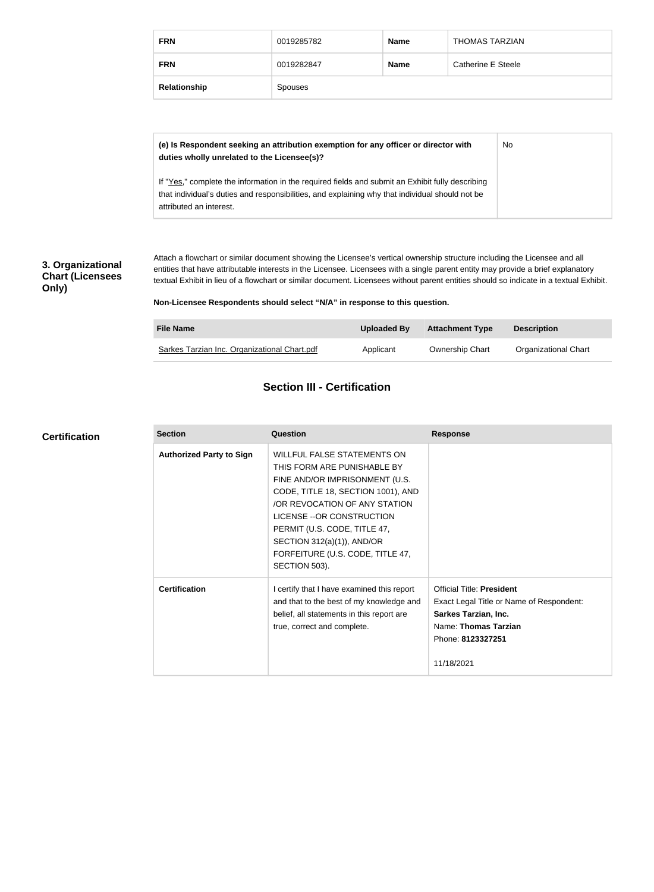| | | | |
|---|---|---|---|
| **FRN** | 0019285782 | **Name** | THOMAS TARZIAN |
| **FRN** | 0019282847 | **Name** | Catherine E Steele |
| **Relationship** | Spouses | | |

| | |
|---|---|
| **(e) Is Respondent seeking an attribution exemption for any officer or director with duties wholly unrelated to the Licensee(s)?**<br><br>If "Yes," complete the information in the required fields and submit an Exhibit fully describing that individual's duties and responsibilities, and explaining why that individual should not be attributed an interest. | No |

### 3. Organizational Chart (Licensees Only)

Attach a flowchart or similar document showing the Licensee's vertical ownership structure including the Licensee and all entities that have attributable interests in the Licensee. Licensees with a single parent entity may provide a brief explanatory textual Exhibit in lieu of a flowchart or similar document. Licensees without parent entities should so indicate in a textual Exhibit.

**Non-Licensee Respondents should select "N/A" in response to this question.**

| File Name | Uploaded By | Attachment Type | Description |
|---|---|---|---|
| Sarkes Tarzian Inc. Organizational Chart.pdf | Applicant | Ownership Chart | Organizational Chart |

## Section III - Certification

### Certification

| Section | Question | Response |
|---|---|---|
| **Authorized Party to Sign** | WILLFUL FALSE STATEMENTS ON THIS FORM ARE PUNISHABLE BY FINE AND/OR IMPRISONMENT (U.S. CODE, TITLE 18, SECTION 1001), AND /OR REVOCATION OF ANY STATION LICENSE --OR CONSTRUCTION PERMIT (U.S. CODE, TITLE 47, SECTION 312(a)(1)), AND/OR FORFEITURE (U.S. CODE, TITLE 47, SECTION 503). | |
| **Certification** | I certify that I have examined this report and that to the best of my knowledge and belief, all statements in this report are true, correct and complete. | Official Title: **President**<br>Exact Legal Title or Name of Respondent: **Sarkes Tarzian, Inc.**<br>Name: **Thomas Tarzian**<br>Phone: **8123327251**<br><br>11/18/2021 |